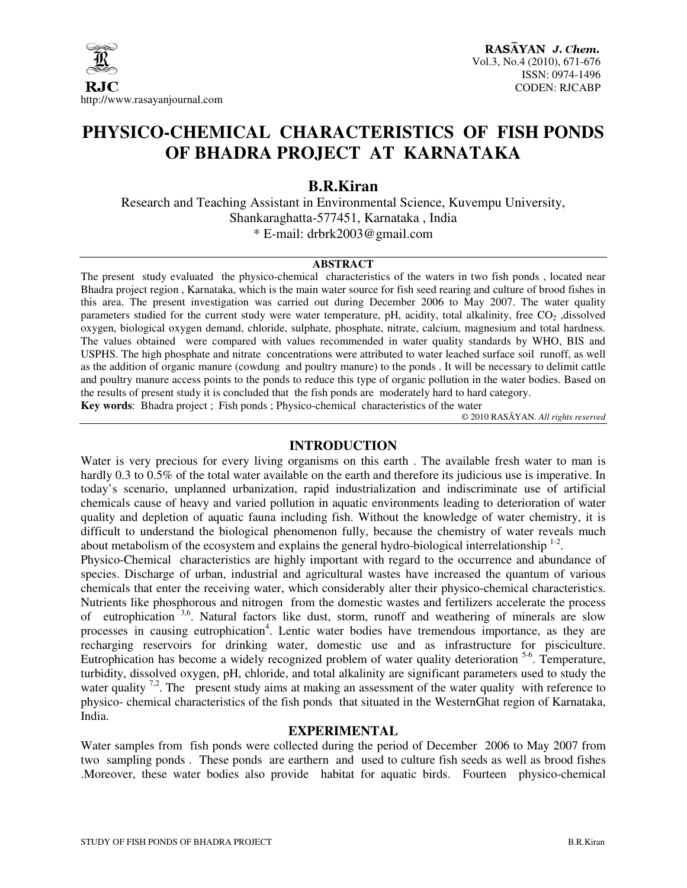# PHYSICO-CHEMICAL CHARACTERISTICS OF FISH PONDS OF BHADRA PROJECT AT KARNATAKA

**B.R.Kiran**

Research and Teaching Assistant in Environmental Science, Kuvempu University, Shankaraghatta-577451, Karnataka , India

* E-mail: drbrk2003@gmail.com

## ABSTRACT

The present study evaluated the physico-chemical characteristics of the waters in two fish ponds , located near Bhadra project region , Karnataka, which is the main water source for fish seed rearing and culture of brood fishes in this area. The present investigation was carried out during December 2006 to May 2007. The water quality parameters studied for the current study were water temperature, pH, acidity, total alkalinity, free $CO_2$ ,dissolved oxygen, biological oxygen demand, chloride, sulphate, phosphate, nitrate, calcium, magnesium and total hardness. The values obtained were compared with values recommended in water quality standards by WHO, BIS and USPHS. The high phosphate and nitrate concentrations were attributed to water leached surface soil runoff, as well as the addition of organic manure (cowdung and poultry manure) to the ponds . It will be necessary to delimit cattle and poultry manure access points to the ponds to reduce this type of organic pollution in the water bodies. Based on the results of present study it is concluded that the fish ponds are moderately hard to hard category.

**Key words**: Bhadra project ; Fish ponds ; Physico-chemical characteristics of the water

© 2010 RASĀYAN. *All rights reserved*

## INTRODUCTION

Water is very precious for every living organisms on this earth . The available fresh water to man is hardly 0.3 to 0.5% of the total water available on the earth and therefore its judicious use is imperative. In today's scenario, unplanned urbanization, rapid industrialization and indiscriminate use of artificial chemicals cause of heavy and varied pollution in aquatic environments leading to deterioration of water quality and depletion of aquatic fauna including fish. Without the knowledge of water chemistry, it is difficult to understand the biological phenomenon fully, because the chemistry of water reveals much about metabolism of the ecosystem and explains the general hydro-biological interrelationship [1-2].

Physico-Chemical characteristics are highly important with regard to the occurrence and abundance of species. Discharge of urban, industrial and agricultural wastes have increased the quantum of various chemicals that enter the receiving water, which considerably alter their physico-chemical characteristics. Nutrients like phosphorous and nitrogen from the domestic wastes and fertilizers accelerate the process of eutrophication [3,6]. Natural factors like dust, storm, runoff and weathering of minerals are slow processes in causing eutrophication[4]. Lentic water bodies have tremendous importance, as they are recharging reservoirs for drinking water, domestic use and as infrastructure for pisciculture. Eutrophication has become a widely recognized problem of water quality deterioration [5-6]. Temperature, turbidity, dissolved oxygen, pH, chloride, and total alkalinity are significant parameters used to study the water quality [7,2]. The present study aims at making an assessment of the water quality with reference to physico- chemical characteristics of the fish ponds that situated in the WesternGhat region of Karnataka, India.

## EXPERIMENTAL

Water samples from fish ponds were collected during the period of December 2006 to May 2007 from two sampling ponds . These ponds are earthern and used to culture fish seeds as well as brood fishes .Moreover, these water bodies also provide habitat for aquatic birds. Fourteen physico-chemical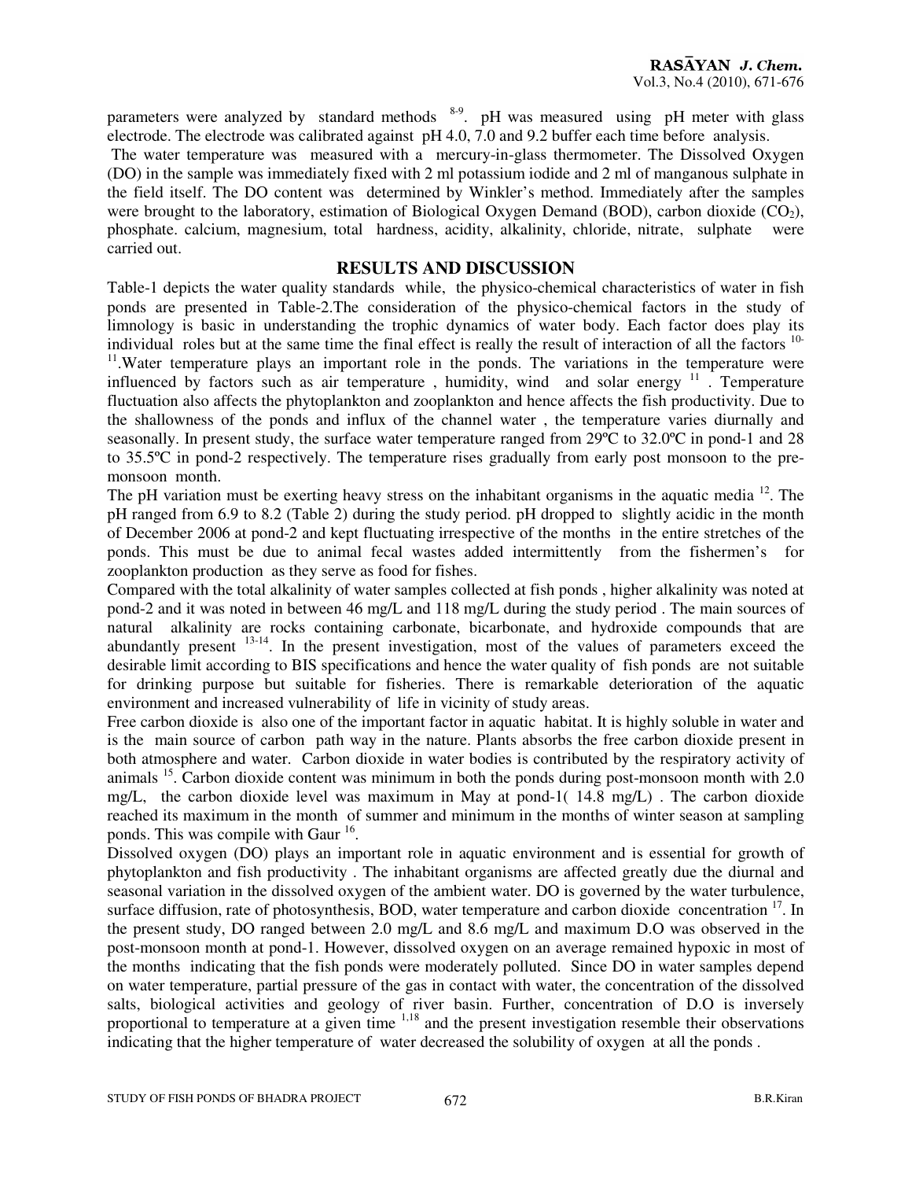parameters were analyzed by standard methods [8-9]. pH was measured using pH meter with glass electrode. The electrode was calibrated against pH 4.0, 7.0 and 9.2 buffer each time before analysis.

The water temperature was measured with a mercury-in-glass thermometer. The Dissolved Oxygen (DO) in the sample was immediately fixed with 2 ml potassium iodide and 2 ml of manganous sulphate in the field itself. The DO content was determined by Winkler's method. Immediately after the samples were brought to the laboratory, estimation of Biological Oxygen Demand (BOD), carbon dioxide ($CO_2$), phosphate. calcium, magnesium, total hardness, acidity, alkalinity, chloride, nitrate, sulphate were carried out.

## RESULTS AND DISCUSSION

Table-1 depicts the water quality standards while, the physico-chemical characteristics of water in fish ponds are presented in Table-2.The consideration of the physico-chemical factors in the study of limnology is basic in understanding the trophic dynamics of water body. Each factor does play its individual roles but at the same time the final effect is really the result of interaction of all the factors [10-11].Water temperature plays an important role in the ponds. The variations in the temperature were influenced by factors such as air temperature , humidity, wind and solar energy [11] . Temperature fluctuation also affects the phytoplankton and zooplankton and hence affects the fish productivity. Due to the shallowness of the ponds and influx of the channel water , the temperature varies diurnally and seasonally. In present study, the surface water temperature ranged from 29ºC to 32.0ºC in pond-1 and 28 to 35.5ºC in pond-2 respectively. The temperature rises gradually from early post monsoon to the pre-monsoon month.

The pH variation must be exerting heavy stress on the inhabitant organisms in the aquatic media [12]. The pH ranged from 6.9 to 8.2 (Table 2) during the study period. pH dropped to slightly acidic in the month of December 2006 at pond-2 and kept fluctuating irrespective of the months in the entire stretches of the ponds. This must be due to animal fecal wastes added intermittently from the fishermen's for zooplankton production as they serve as food for fishes.

Compared with the total alkalinity of water samples collected at fish ponds , higher alkalinity was noted at pond-2 and it was noted in between 46 mg/L and 118 mg/L during the study period . The main sources of natural alkalinity are rocks containing carbonate, bicarbonate, and hydroxide compounds that are abundantly present [13-14]. In the present investigation, most of the values of parameters exceed the desirable limit according to BIS specifications and hence the water quality of fish ponds are not suitable for drinking purpose but suitable for fisheries. There is remarkable deterioration of the aquatic environment and increased vulnerability of life in vicinity of study areas.

Free carbon dioxide is also one of the important factor in aquatic habitat. It is highly soluble in water and is the main source of carbon path way in the nature. Plants absorbs the free carbon dioxide present in both atmosphere and water. Carbon dioxide in water bodies is contributed by the respiratory activity of animals [15]. Carbon dioxide content was minimum in both the ponds during post-monsoon month with 2.0 mg/L, the carbon dioxide level was maximum in May at pond-1( 14.8 mg/L) . The carbon dioxide reached its maximum in the month of summer and minimum in the months of winter season at sampling ponds. This was compile with Gaur [16].

Dissolved oxygen (DO) plays an important role in aquatic environment and is essential for growth of phytoplankton and fish productivity . The inhabitant organisms are affected greatly due the diurnal and seasonal variation in the dissolved oxygen of the ambient water. DO is governed by the water turbulence, surface diffusion, rate of photosynthesis, BOD, water temperature and carbon dioxide concentration [17]. In the present study, DO ranged between 2.0 mg/L and 8.6 mg/L and maximum D.O was observed in the post-monsoon month at pond-1. However, dissolved oxygen on an average remained hypoxic in most of the months indicating that the fish ponds were moderately polluted. Since DO in water samples depend on water temperature, partial pressure of the gas in contact with water, the concentration of the dissolved salts, biological activities and geology of river basin. Further, concentration of D.O is inversely proportional to temperature at a given time [1,18] and the present investigation resemble their observations indicating that the higher temperature of water decreased the solubility of oxygen at all the ponds .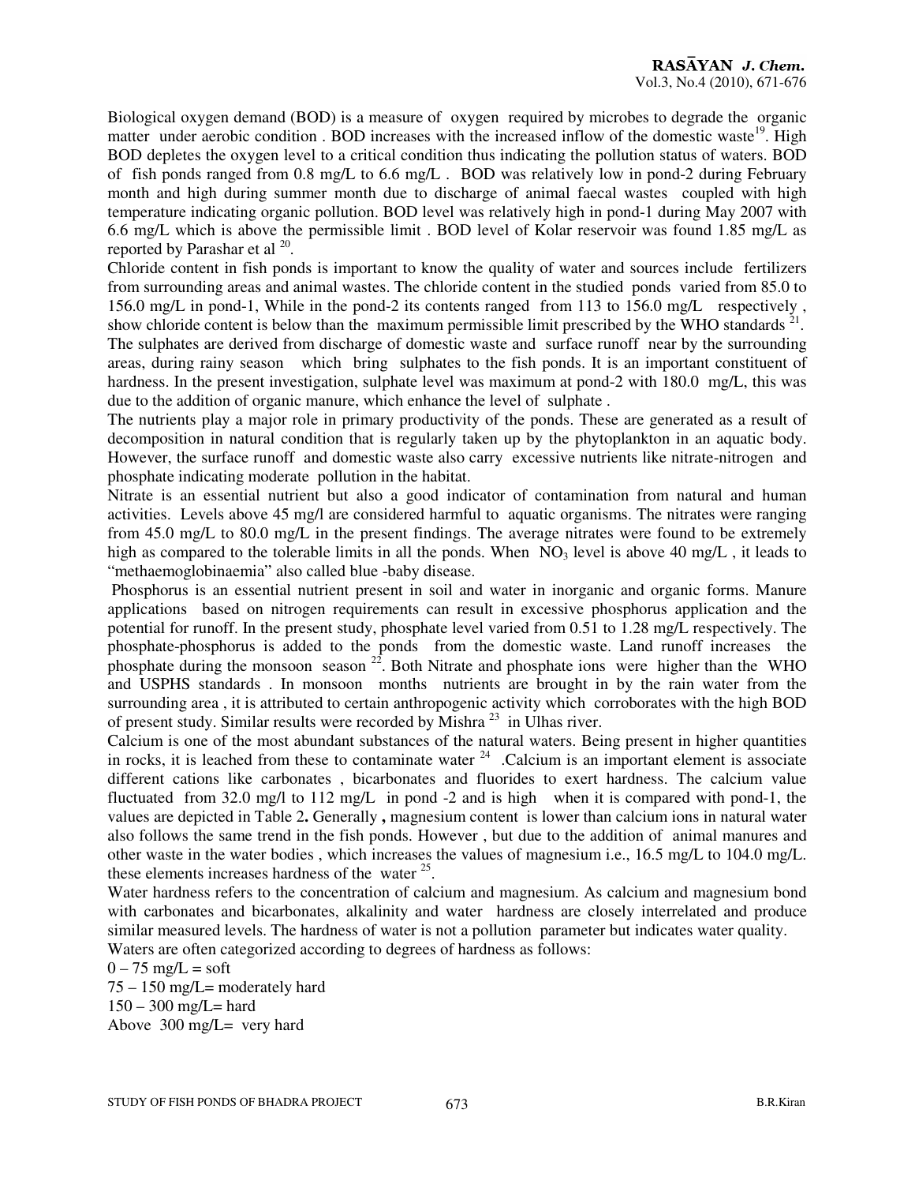Biological oxygen demand (BOD) is a measure of oxygen required by microbes to degrade the organic matter under aerobic condition . BOD increases with the increased inflow of the domestic waste[19]. High BOD depletes the oxygen level to a critical condition thus indicating the pollution status of waters. BOD of fish ponds ranged from 0.8 mg/L to 6.6 mg/L . BOD was relatively low in pond-2 during February month and high during summer month due to discharge of animal faecal wastes coupled with high temperature indicating organic pollution. BOD level was relatively high in pond-1 during May 2007 with 6.6 mg/L which is above the permissible limit . BOD level of Kolar reservoir was found 1.85 mg/L as reported by Parashar et al [20].

Chloride content in fish ponds is important to know the quality of water and sources include fertilizers from surrounding areas and animal wastes. The chloride content in the studied ponds varied from 85.0 to 156.0 mg/L in pond-1, While in the pond-2 its contents ranged from 113 to 156.0 mg/L respectively , show chloride content is below than the maximum permissible limit prescribed by the WHO standards [21].

The sulphates are derived from discharge of domestic waste and surface runoff near by the surrounding areas, during rainy season which bring sulphates to the fish ponds. It is an important constituent of hardness. In the present investigation, sulphate level was maximum at pond-2 with 180.0 mg/L, this was due to the addition of organic manure, which enhance the level of sulphate .

The nutrients play a major role in primary productivity of the ponds. These are generated as a result of decomposition in natural condition that is regularly taken up by the phytoplankton in an aquatic body. However, the surface runoff and domestic waste also carry excessive nutrients like nitrate-nitrogen and phosphate indicating moderate pollution in the habitat.

Nitrate is an essential nutrient but also a good indicator of contamination from natural and human activities. Levels above 45 mg/l are considered harmful to aquatic organisms. The nitrates were ranging from 45.0 mg/L to 80.0 mg/L in the present findings. The average nitrates were found to be extremely high as compared to the tolerable limits in all the ponds. When $NO_3$ level is above 40 mg/L , it leads to "methaemoglobinaemia" also called blue -baby disease.

Phosphorus is an essential nutrient present in soil and water in inorganic and organic forms. Manure applications based on nitrogen requirements can result in excessive phosphorus application and the potential for runoff. In the present study, phosphate level varied from 0.51 to 1.28 mg/L respectively. The phosphate-phosphorus is added to the ponds from the domestic waste. Land runoff increases the phosphate during the monsoon season [22]. Both Nitrate and phosphate ions were higher than the WHO and USPHS standards . In monsoon months nutrients are brought in by the rain water from the surrounding area , it is attributed to certain anthropogenic activity which corroborates with the high BOD of present study. Similar results were recorded by Mishra [23] in Ulhas river.

Calcium is one of the most abundant substances of the natural waters. Being present in higher quantities in rocks, it is leached from these to contaminate water [24] .Calcium is an important element is associate different cations like carbonates , bicarbonates and fluorides to exert hardness. The calcium value fluctuated from 32.0 mg/l to 112 mg/L in pond -2 and is high when it is compared with pond-1, the values are depicted in Table 2**.** Generally **,** magnesium content is lower than calcium ions in natural water also follows the same trend in the fish ponds. However , but due to the addition of animal manures and other waste in the water bodies , which increases the values of magnesium i.e., 16.5 mg/L to 104.0 mg/L. these elements increases hardness of the water [25].

Water hardness refers to the concentration of calcium and magnesium. As calcium and magnesium bond with carbonates and bicarbonates, alkalinity and water hardness are closely interrelated and produce similar measured levels. The hardness of water is not a pollution parameter but indicates water quality.

Waters are often categorized according to degrees of hardness as follows:

0 – 75 mg/L = soft

75 – 150 mg/L= moderately hard

150 – 300 mg/L= hard

Above 300 mg/L= very hard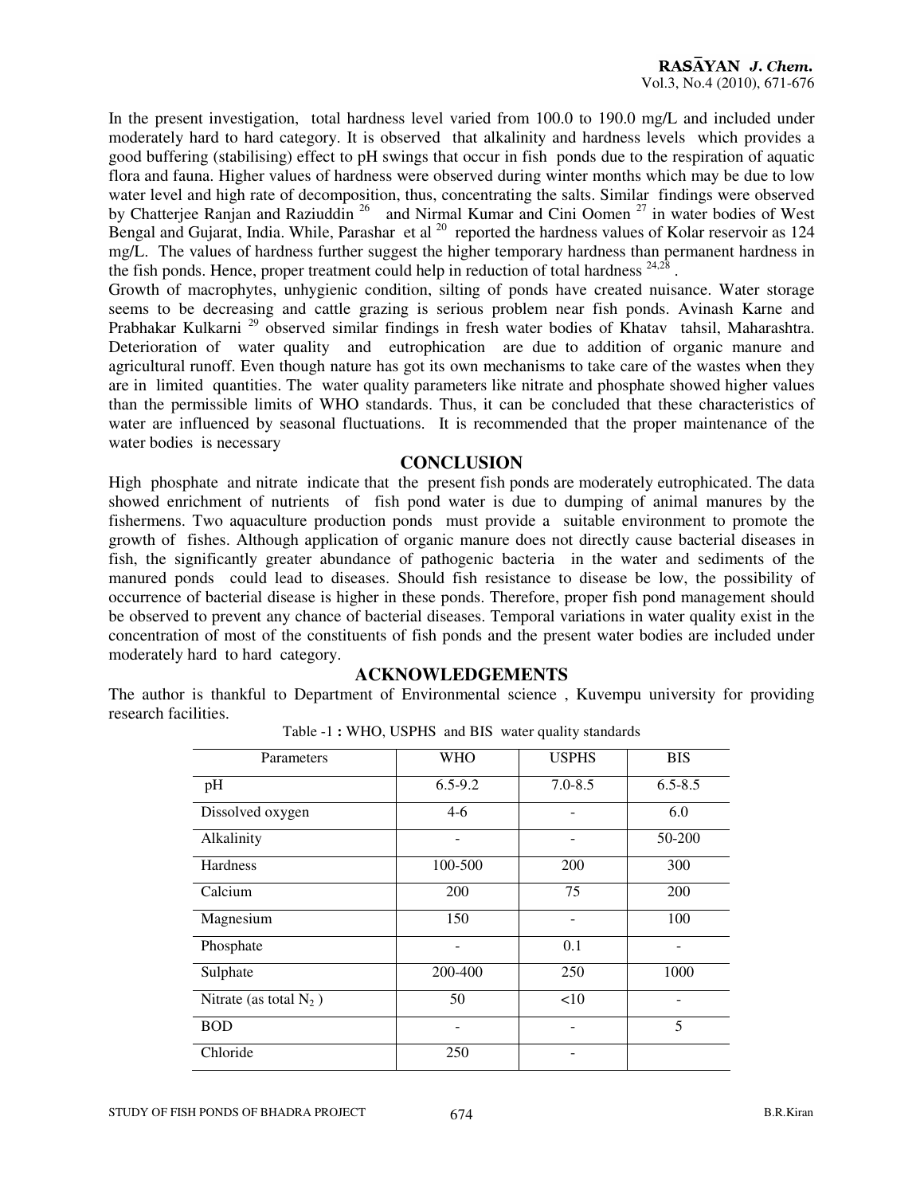In the present investigation, total hardness level varied from 100.0 to 190.0 mg/L and included under moderately hard to hard category. It is observed that alkalinity and hardness levels which provides a good buffering (stabilising) effect to pH swings that occur in fish ponds due to the respiration of aquatic flora and fauna. Higher values of hardness were observed during winter months which may be due to low water level and high rate of decomposition, thus, concentrating the salts. Similar findings were observed by Chatterjee Ranjan and Raziuddin [26] and Nirmal Kumar and Cini Oomen [27] in water bodies of West Bengal and Gujarat, India. While, Parashar et al [20] reported the hardness values of Kolar reservoir as 124 mg/L. The values of hardness further suggest the higher temporary hardness than permanent hardness in the fish ponds. Hence, proper treatment could help in reduction of total hardness [24,28].

Growth of macrophytes, unhygienic condition, silting of ponds have created nuisance. Water storage seems to be decreasing and cattle grazing is serious problem near fish ponds. Avinash Karne and Prabhakar Kulkarni [29] observed similar findings in fresh water bodies of Khatav tahsil, Maharashtra. Deterioration of water quality and eutrophication are due to addition of organic manure and agricultural runoff. Even though nature has got its own mechanisms to take care of the wastes when they are in limited quantities. The water quality parameters like nitrate and phosphate showed higher values than the permissible limits of WHO standards. Thus, it can be concluded that these characteristics of water are influenced by seasonal fluctuations. It is recommended that the proper maintenance of the water bodies is necessary

## CONCLUSION

High phosphate and nitrate indicate that the present fish ponds are moderately eutrophicated. The data showed enrichment of nutrients of fish pond water is due to dumping of animal manures by the fishermens. Two aquaculture production ponds must provide a suitable environment to promote the growth of fishes. Although application of organic manure does not directly cause bacterial diseases in fish, the significantly greater abundance of pathogenic bacteria in the water and sediments of the manured ponds could lead to diseases. Should fish resistance to disease be low, the possibility of occurrence of bacterial disease is higher in these ponds. Therefore, proper fish pond management should be observed to prevent any chance of bacterial diseases. Temporal variations in water quality exist in the concentration of most of the constituents of fish ponds and the present water bodies are included under moderately hard to hard category.

## ACKNOWLEDGEMENTS

The author is thankful to Department of Environmental science , Kuvempu university for providing research facilities.

Table -1 **:** WHO, USPHS and BIS water quality standards

| Parameters | WHO | USPHS | BIS |
|---|---|---|---|
| pH | 6.5-9.2 | 7.0-8.5 | 6.5-8.5 |
| Dissolved oxygen | 4-6 | - | 6.0 |
| Alkalinity | - | - | 50-200 |
| Hardness | 100-500 | 200 | 300 |
| Calcium | 200 | 75 | 200 |
| Magnesium | 150 | - | 100 |
| Phosphate | - | 0.1 | - |
| Sulphate | 200-400 | 250 | 1000 |
| Nitrate (as total $N_2$ ) | 50 | <10 | - |
| BOD | - | - | 5 |
| Chloride | 250 | - | |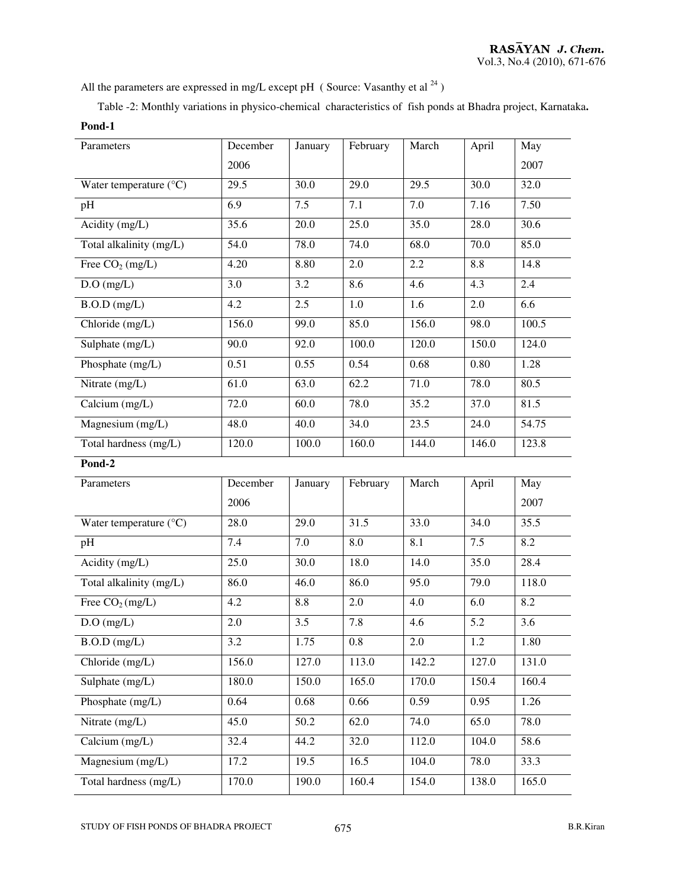All the parameters are expressed in mg/L except pH ( Source: Vasanthy et al [24] )

Table -2: Monthly variations in physico-chemical characteristics of fish ponds at Bhadra project, Karnataka**.**

**Pond-1**

| Parameters | December 2006 | January | February | March | April | May 2007 |
|---|---|---|---|---|---|---|
| Water temperature (°C) | 29.5 | 30.0 | 29.0 | 29.5 | 30.0 | 32.0 |
| pH | 6.9 | 7.5 | 7.1 | 7.0 | 7.16 | 7.50 |
| Acidity (mg/L) | 35.6 | 20.0 | 25.0 | 35.0 | 28.0 | 30.6 |
| Total alkalinity (mg/L) | 54.0 | 78.0 | 74.0 | 68.0 | 70.0 | 85.0 |
| Free $CO_2$ (mg/L) | 4.20 | 8.80 | 2.0 | 2.2 | 8.8 | 14.8 |
| D.O (mg/L) | 3.0 | 3.2 | 8.6 | 4.6 | 4.3 | 2.4 |
| B.O.D (mg/L) | 4.2 | 2.5 | 1.0 | 1.6 | 2.0 | 6.6 |
| Chloride (mg/L) | 156.0 | 99.0 | 85.0 | 156.0 | 98.0 | 100.5 |
| Sulphate (mg/L) | 90.0 | 92.0 | 100.0 | 120.0 | 150.0 | 124.0 |
| Phosphate (mg/L) | 0.51 | 0.55 | 0.54 | 0.68 | 0.80 | 1.28 |
| Nitrate (mg/L) | 61.0 | 63.0 | 62.2 | 71.0 | 78.0 | 80.5 |
| Calcium (mg/L) | 72.0 | 60.0 | 78.0 | 35.2 | 37.0 | 81.5 |
| Magnesium (mg/L) | 48.0 | 40.0 | 34.0 | 23.5 | 24.0 | 54.75 |
| Total hardness (mg/L) | 120.0 | 100.0 | 160.0 | 144.0 | 146.0 | 123.8 |

**Pond-2**

| Parameters | December 2006 | January | February | March | April | May 2007 |
|---|---|---|---|---|---|---|
| Water temperature (°C) | 28.0 | 29.0 | 31.5 | 33.0 | 34.0 | 35.5 |
| pH | 7.4 | 7.0 | 8.0 | 8.1 | 7.5 | 8.2 |
| Acidity (mg/L) | 25.0 | 30.0 | 18.0 | 14.0 | 35.0 | 28.4 |
| Total alkalinity (mg/L) | 86.0 | 46.0 | 86.0 | 95.0 | 79.0 | 118.0 |
| Free $CO_2$ (mg/L) | 4.2 | 8.8 | 2.0 | 4.0 | 6.0 | 8.2 |
| D.O (mg/L) | 2.0 | 3.5 | 7.8 | 4.6 | 5.2 | 3.6 |
| B.O.D (mg/L) | 3.2 | 1.75 | 0.8 | 2.0 | 1.2 | 1.80 |
| Chloride (mg/L) | 156.0 | 127.0 | 113.0 | 142.2 | 127.0 | 131.0 |
| Sulphate (mg/L) | 180.0 | 150.0 | 165.0 | 170.0 | 150.4 | 160.4 |
| Phosphate (mg/L) | 0.64 | 0.68 | 0.66 | 0.59 | 0.95 | 1.26 |
| Nitrate (mg/L) | 45.0 | 50.2 | 62.0 | 74.0 | 65.0 | 78.0 |
| Calcium (mg/L) | 32.4 | 44.2 | 32.0 | 112.0 | 104.0 | 58.6 |
| Magnesium (mg/L) | 17.2 | 19.5 | 16.5 | 104.0 | 78.0 | 33.3 |
| Total hardness (mg/L) | 170.0 | 190.0 | 160.4 | 154.0 | 138.0 | 165.0 |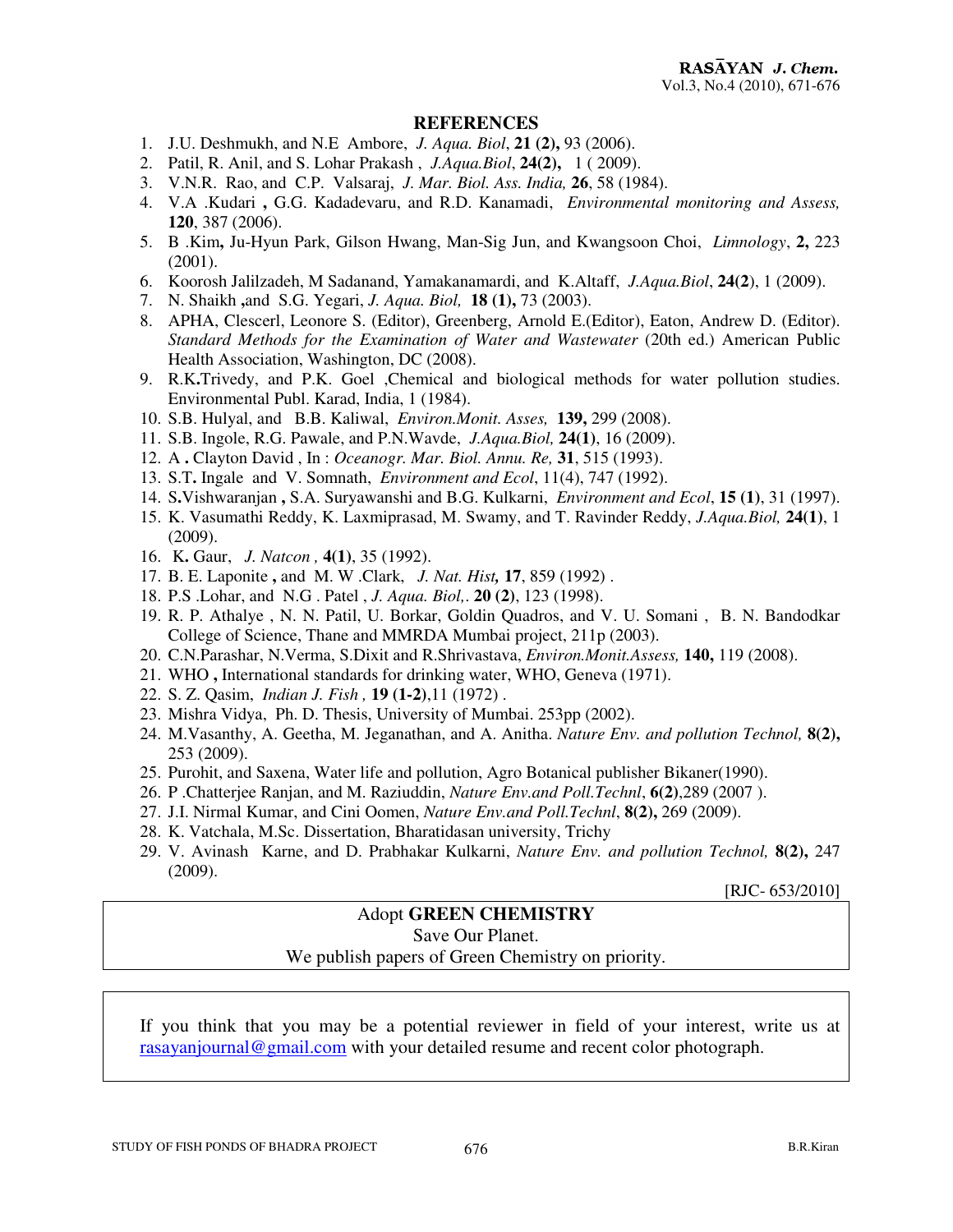## REFERENCES

1. J.U. Deshmukh, and N.E Ambore, *J. Aqua. Biol*, **21 (2),** 93 (2006).
2. Patil, R. Anil, and S. Lohar Prakash , *J.Aqua.Biol*, **24(2),** 1 ( 2009).
3. V.N.R. Rao, and C.P. Valsaraj, *J. Mar. Biol. Ass. India,* **26**, 58 (1984).
4. V.A .Kudari **,** G.G. Kadadevaru, and R.D. Kanamadi, *Environmental monitoring and Assess,* **120**, 387 (2006).
5. B .Kim**,** Ju-Hyun Park, Gilson Hwang, Man-Sig Jun, and Kwangsoon Choi, *Limnology*, **2,** 223 (2001).
6. Koorosh Jalilzadeh, M Sadanand, Yamakanamardi, and K.Altaff, *J.Aqua.Biol*, **24(2**), 1 (2009).
7. N. Shaikh **,**and S.G. Yegari, *J. Aqua. Biol,* **18 (1),** 73 (2003).
8. APHA, Clescerl, Leonore S. (Editor), Greenberg, Arnold E.(Editor), Eaton, Andrew D. (Editor). *Standard Methods for the Examination of Water and Wastewater* (20th ed.) American Public Health Association, Washington, DC (2008).
9. R.K**.**Trivedy, and P.K. Goel ,Chemical and biological methods for water pollution studies. Environmental Publ. Karad, India, 1 (1984).
10. S.B. Hulyal, and B.B. Kaliwal, *Environ.Monit. Asses,* **139,** 299 (2008).
11. S.B. Ingole, R.G. Pawale, and P.N.Wavde, *J.Aqua.Biol,* **24(1)**, 16 (2009).
12. A **.** Clayton David , In : *Oceanogr. Mar. Biol. Annu. Re,* **31**, 515 (1993).
13. S.T**.** Ingale and V. Somnath, *Environment and Ecol*, 11(4), 747 (1992).
14. S**.**Vishwaranjan **,** S.A. Suryawanshi and B.G. Kulkarni, *Environment and Ecol*, **15 (1)**, 31 (1997).
15. K. Vasumathi Reddy, K. Laxmiprasad, M. Swamy, and T. Ravinder Reddy, *J.Aqua.Biol,* **24(1)**, 1 (2009).
16. K**.** Gaur, *J. Natcon ,* **4(1)**, 35 (1992).
17. B. E. Laponite **,** and M. W .Clark, *J. Nat. Hist,* **17**, 859 (1992) .
18. P.S .Lohar, and N.G . Patel , *J. Aqua. Biol,.* **20 (2)**, 123 (1998).
19. R. P. Athalye , N. N. Patil, U. Borkar, Goldin Quadros, and V. U. Somani , B. N. Bandodkar College of Science, Thane and MMRDA Mumbai project, 211p (2003).
20. C.N.Parashar, N.Verma, S.Dixit and R.Shrivastava, *Environ.Monit.Assess,* **140,** 119 (2008).
21. WHO **,** International standards for drinking water, WHO, Geneva (1971).
22. S. Z. Qasim, *Indian J. Fish ,* **19 (1-2)**,11 (1972) .
23. Mishra Vidya, Ph. D. Thesis, University of Mumbai. 253pp (2002).
24. M.Vasanthy, A. Geetha, M. Jeganathan, and A. Anitha. *Nature Env. and pollution Technol,* **8(2),** 253 (2009).
25. Purohit, and Saxena, Water life and pollution, Agro Botanical publisher Bikaner(1990).
26. P .Chatterjee Ranjan, and M. Raziuddin, *Nature Env.and Poll.Technl*, **6(2)**,289 (2007 ).
27. J.I. Nirmal Kumar, and Cini Oomen, *Nature Env.and Poll.Technl*, **8(2),** 269 (2009).
28. K. Vatchala, M.Sc. Dissertation, Bharatidasan university, Trichy
29. V. Avinash Karne, and D. Prabhakar Kulkarni, *Nature Env. and pollution Technol,* **8(2),** 247 (2009).

[RJC- 653/2010]

Adopt **GREEN CHEMISTRY**
Save Our Planet.
We publish papers of Green Chemistry on priority.

If you think that you may be a potential reviewer in field of your interest, write us at rasayanjournal@gmail.com with your detailed resume and recent color photograph.